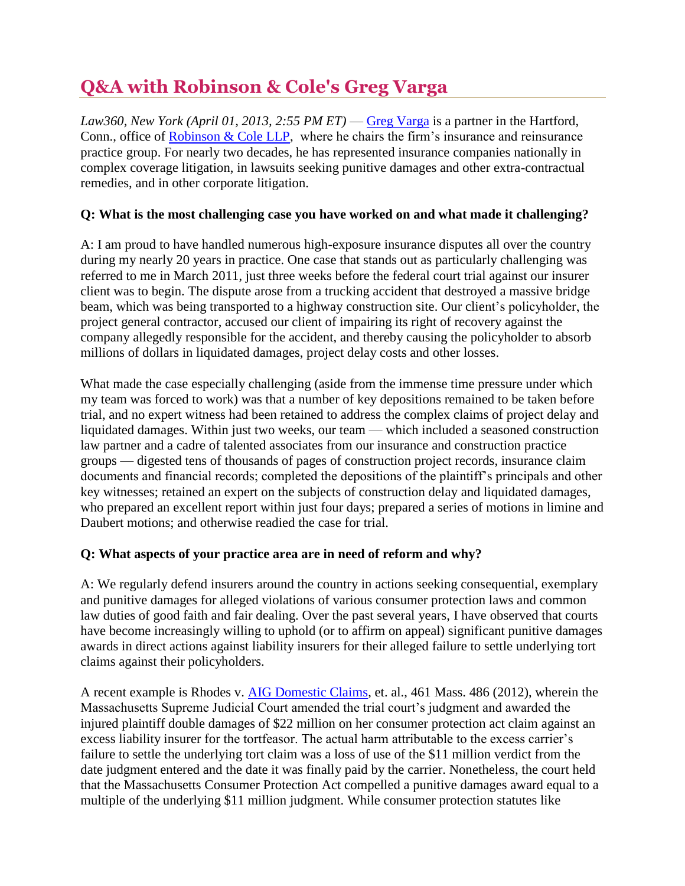# Q&A with Robinson & Cole's Greg Varga

*Law360, New York (April 01, 2013, 2:55 PM ET)* — Greg Varga is a partner in the Hartford, Conn., office of Robinson & Cole LLP, where he chairs the firm's insurance and reinsurance practice group. For nearly two decades, he has represented insurance companies nationally in complex coverage litigation, in lawsuits seeking punitive damages and other extra-contractual remedies, and in other corporate litigation.

**Q: What is the most challenging case you have worked on and what made it challenging?**

A: I am proud to have handled numerous high-exposure insurance disputes all over the country during my nearly 20 years in practice. One case that stands out as particularly challenging was referred to me in March 2011, just three weeks before the federal court trial against our insurer client was to begin. The dispute arose from a trucking accident that destroyed a massive bridge beam, which was being transported to a highway construction site. Our client's policyholder, the project general contractor, accused our client of impairing its right of recovery against the company allegedly responsible for the accident, and thereby causing the policyholder to absorb millions of dollars in liquidated damages, project delay costs and other losses.

What made the case especially challenging (aside from the immense time pressure under which my team was forced to work) was that a number of key depositions remained to be taken before trial, and no expert witness had been retained to address the complex claims of project delay and liquidated damages. Within just two weeks, our team — which included a seasoned construction law partner and a cadre of talented associates from our insurance and construction practice groups — digested tens of thousands of pages of construction project records, insurance claim documents and financial records; completed the depositions of the plaintiff's principals and other key witnesses; retained an expert on the subjects of construction delay and liquidated damages, who prepared an excellent report within just four days; prepared a series of motions in limine and Daubert motions; and otherwise readied the case for trial.

**Q: What aspects of your practice area are in need of reform and why?**

A: We regularly defend insurers around the country in actions seeking consequential, exemplary and punitive damages for alleged violations of various consumer protection laws and common law duties of good faith and fair dealing. Over the past several years, I have observed that courts have become increasingly willing to uphold (or to affirm on appeal) significant punitive damages awards in direct actions against liability insurers for their alleged failure to settle underlying tort claims against their policyholders.

A recent example is Rhodes v. AIG Domestic Claims, et. al., 461 Mass. 486 (2012), wherein the Massachusetts Supreme Judicial Court amended the trial court's judgment and awarded the injured plaintiff double damages of $22 million on her consumer protection act claim against an excess liability insurer for the tortfeasor. The actual harm attributable to the excess carrier's failure to settle the underlying tort claim was a loss of use of the $11 million verdict from the date judgment entered and the date it was finally paid by the carrier. Nonetheless, the court held that the Massachusetts Consumer Protection Act compelled a punitive damages award equal to a multiple of the underlying $11 million judgment. While consumer protection statutes like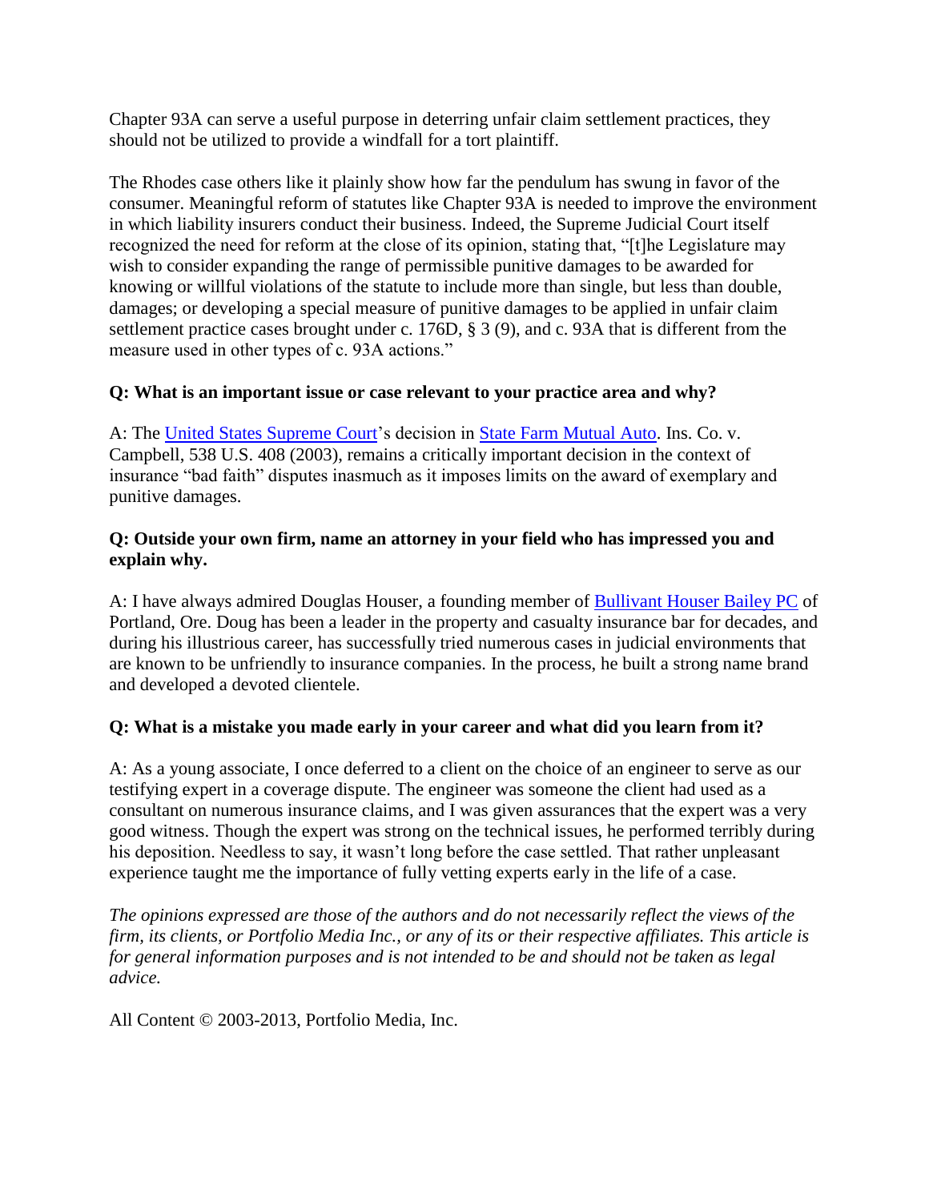Chapter 93A can serve a useful purpose in deterring unfair claim settlement practices, they should not be utilized to provide a windfall for a tort plaintiff.

The Rhodes case others like it plainly show how far the pendulum has swung in favor of the consumer. Meaningful reform of statutes like Chapter 93A is needed to improve the environment in which liability insurers conduct their business. Indeed, the Supreme Judicial Court itself recognized the need for reform at the close of its opinion, stating that, "[t]he Legislature may wish to consider expanding the range of permissible punitive damages to be awarded for knowing or willful violations of the statute to include more than single, but less than double, damages; or developing a special measure of punitive damages to be applied in unfair claim settlement practice cases brought under c. 176D, § 3 (9), and c. 93A that is different from the measure used in other types of c. 93A actions."

**Q: What is an important issue or case relevant to your practice area and why?**

A: The United States Supreme Court's decision in State Farm Mutual Auto. Ins. Co. v. Campbell, 538 U.S. 408 (2003), remains a critically important decision in the context of insurance "bad faith" disputes inasmuch as it imposes limits on the award of exemplary and punitive damages.

**Q: Outside your own firm, name an attorney in your field who has impressed you and explain why.**

A: I have always admired Douglas Houser, a founding member of Bullivant Houser Bailey PC of Portland, Ore. Doug has been a leader in the property and casualty insurance bar for decades, and during his illustrious career, has successfully tried numerous cases in judicial environments that are known to be unfriendly to insurance companies. In the process, he built a strong name brand and developed a devoted clientele.

**Q: What is a mistake you made early in your career and what did you learn from it?**

A: As a young associate, I once deferred to a client on the choice of an engineer to serve as our testifying expert in a coverage dispute. The engineer was someone the client had used as a consultant on numerous insurance claims, and I was given assurances that the expert was a very good witness. Though the expert was strong on the technical issues, he performed terribly during his deposition. Needless to say, it wasn't long before the case settled. That rather unpleasant experience taught me the importance of fully vetting experts early in the life of a case.

*The opinions expressed are those of the authors and do not necessarily reflect the views of the firm, its clients, or Portfolio Media Inc., or any of its or their respective affiliates. This article is for general information purposes and is not intended to be and should not be taken as legal advice.*

All Content © 2003-2013, Portfolio Media, Inc.